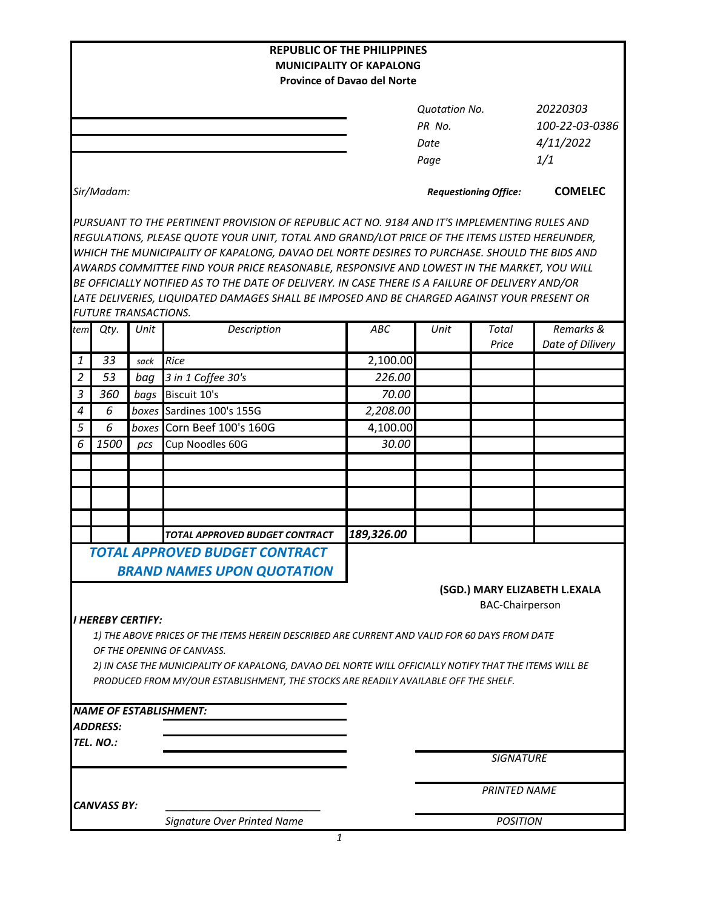**REPUBLIC OF THE PHILIPPINES**
**MUNICIPALITY OF KAPALONG**
**Province of Davao del Norte**

| | |
|---|---|
| *Quotation No.* | *20220303* |
| *PR No.* | *100-22-03-0386* |
| *Date* | *4/11/2022* |
| *Page* | *1/1* |

*Sir/Madam:*

***Requestioning Office:*** **COMELEC**

*PURSUANT TO THE PERTINENT PROVISION OF REPUBLIC ACT NO. 9184 AND IT'S IMPLEMENTING RULES AND REGULATIONS, PLEASE QUOTE YOUR UNIT, TOTAL AND GRAND/LOT PRICE OF THE ITEMS LISTED HEREUNDER, WHICH THE MUNICIPALITY OF KAPALONG, DAVAO DEL NORTE DESIRES TO PURCHASE. SHOULD THE BIDS AND AWARDS COMMITTEE FIND YOUR PRICE REASONABLE, RESPONSIVE AND LOWEST IN THE MARKET, YOU WILL BE OFFICIALLY NOTIFIED AS TO THE DATE OF DELIVERY. IN CASE THERE IS A FAILURE OF DELIVERY AND/OR LATE DELIVERIES, LIQUIDATED DAMAGES SHALL BE IMPOSED AND BE CHARGED AGAINST YOUR PRESENT OR FUTURE TRANSACTIONS.*

| tem | Qty. | Unit | Description | ABC | Unit | Total Price | Remarks & Date of Dilivery |
|---|---|---|---|---|---|---|---|
| 1 | 33 | sack | Rice | 2,100.00 | | | |
| 2 | 53 | bag | 3 in 1 Coffee 30's | 226.00 | | | |
| 3 | 360 | bags | Biscuit 10's | 70.00 | | | |
| 4 | 6 | boxes | Sardines 100's 155G | 2,208.00 | | | |
| 5 | 6 | boxes | Corn Beef 100's 160G | 4,100.00 | | | |
| 6 | 1500 | pcs | Cup Noodles 60G | 30.00 | | | |
| | | | | | | | |
| | | | | | | | |
| | | | | | | | |
| | | | | | | | |
| | | | ***TOTAL APPROVED BUDGET CONTRACT*** | ***189,326.00*** | | | |

***TOTAL APPROVED BUDGET CONTRACT***
***BRAND NAMES UPON QUOTATION***

**(SGD.) MARY ELIZABETH L.EXALA**
BAC-Chairperson

***I HEREBY CERTIFY:***

*1) THE ABOVE PRICES OF THE ITEMS HEREIN DESCRIBED ARE CURRENT AND VALID FOR 60 DAYS FROM DATE OF THE OPENING OF CANVASS.*

*2) IN CASE THE MUNICIPALITY OF KAPALONG, DAVAO DEL NORTE WILL OFFICIALLY NOTIFY THAT THE ITEMS WILL BE PRODUCED FROM MY/OUR ESTABLISHMENT, THE STOCKS ARE READILY AVAILABLE OFF THE SHELF.*

***NAME OF ESTABLISHMENT:*** ______________________

***ADDRESS:*** ______________________

***TEL. NO.:*** ______________________

______________________
*SIGNATURE*

______________________
*PRINTED NAME*

***CANVASS BY:*** ______________________
*Signature Over Printed Name*

______________________
*POSITION*